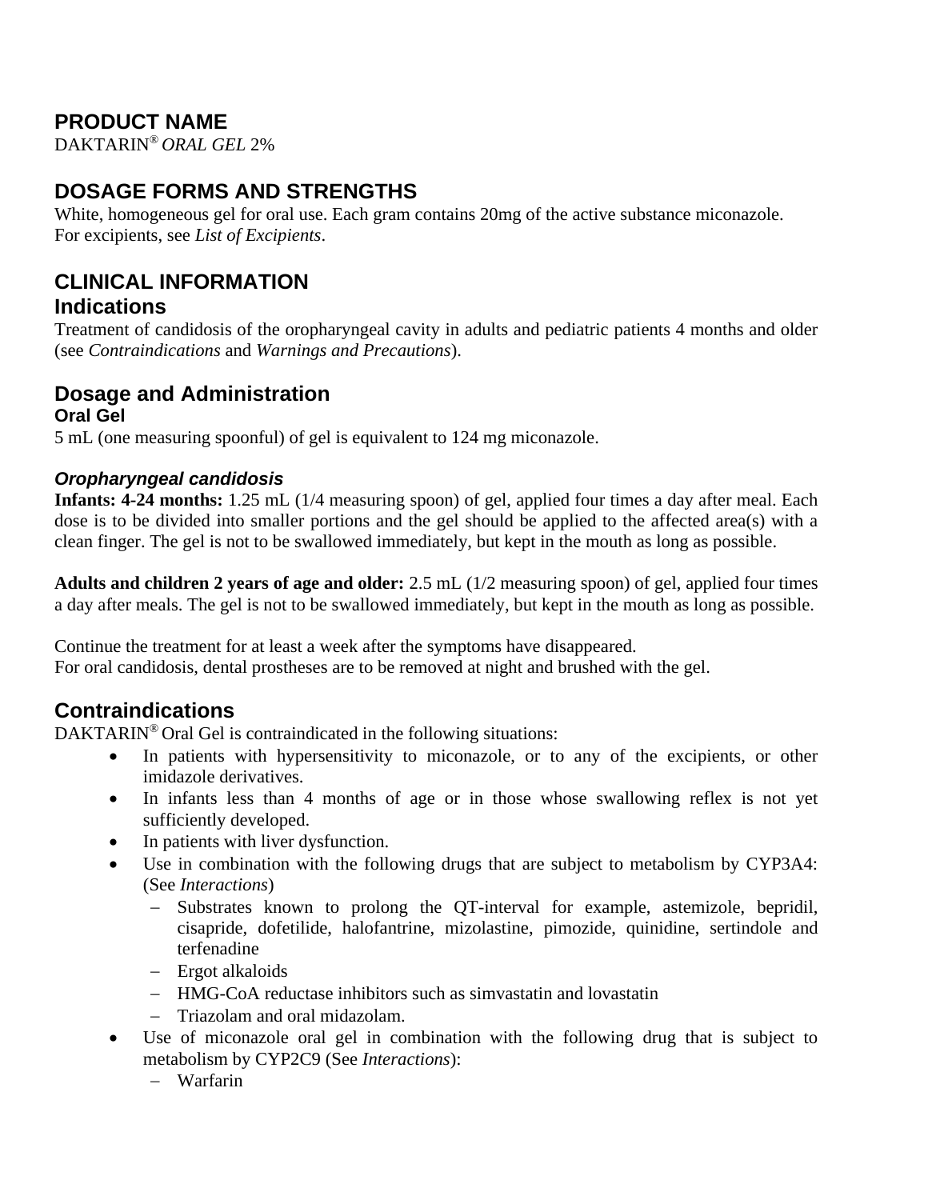## PRODUCT NAME

DAKTARIN® *ORAL GEL* 2%

## DOSAGE FORMS AND STRENGTHS

White, homogeneous gel for oral use. Each gram contains 20mg of the active substance miconazole.
For excipients, see *List of Excipients*.

## CLINICAL INFORMATION

### Indications

Treatment of candidosis of the oropharyngeal cavity in adults and pediatric patients 4 months and older (see *Contraindications* and *Warnings and Precautions*).

### Dosage and Administration

#### Oral Gel

5 mL (one measuring spoonful) of gel is equivalent to 124 mg miconazole.

#### *Oropharyngeal candidosis*

**Infants: 4-24 months:** 1.25 mL (1/4 measuring spoon) of gel, applied four times a day after meal. Each dose is to be divided into smaller portions and the gel should be applied to the affected area(s) with a clean finger. The gel is not to be swallowed immediately, but kept in the mouth as long as possible.

**Adults and children 2 years of age and older:** 2.5 mL (1/2 measuring spoon) of gel, applied four times a day after meals. The gel is not to be swallowed immediately, but kept in the mouth as long as possible.

Continue the treatment for at least a week after the symptoms have disappeared.
For oral candidosis, dental prostheses are to be removed at night and brushed with the gel.

### Contraindications

DAKTARIN® Oral Gel is contraindicated in the following situations:

- In patients with hypersensitivity to miconazole, or to any of the excipients, or other imidazole derivatives.
- In infants less than 4 months of age or in those whose swallowing reflex is not yet sufficiently developed.
- In patients with liver dysfunction.
- Use in combination with the following drugs that are subject to metabolism by CYP3A4: (See *Interactions*)
  - Substrates known to prolong the QT-interval for example, astemizole, bepridil, cisapride, dofetilide, halofantrine, mizolastine, pimozide, quinidine, sertindole and terfenadine
  - Ergot alkaloids
  - HMG-CoA reductase inhibitors such as simvastatin and lovastatin
  - Triazolam and oral midazolam.
- Use of miconazole oral gel in combination with the following drug that is subject to metabolism by CYP2C9 (See *Interactions*):
  - Warfarin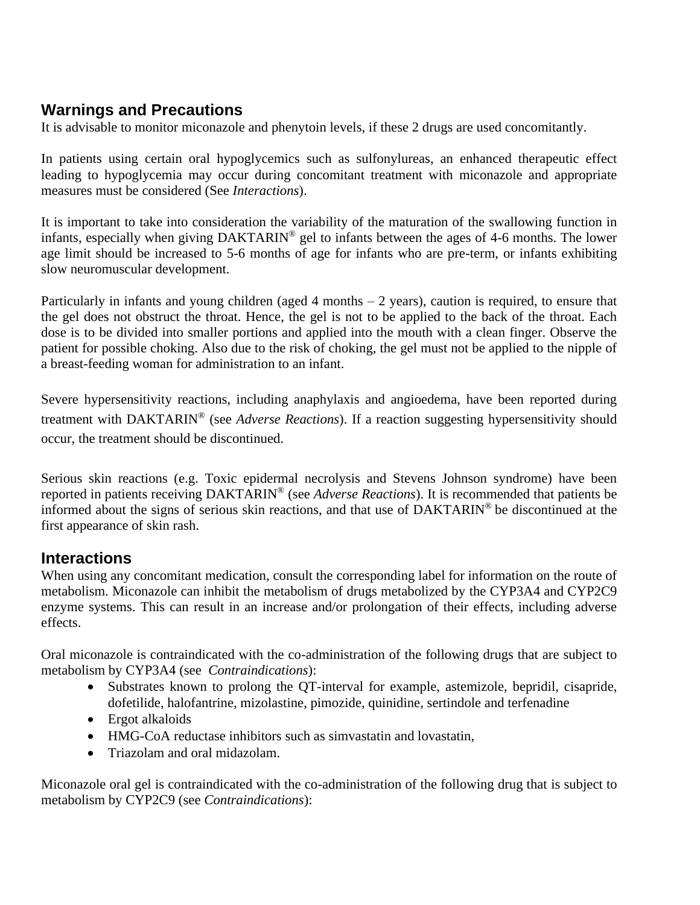## Warnings and Precautions

It is advisable to monitor miconazole and phenytoin levels, if these 2 drugs are used concomitantly.

In patients using certain oral hypoglycemics such as sulfonylureas, an enhanced therapeutic effect leading to hypoglycemia may occur during concomitant treatment with miconazole and appropriate measures must be considered (See *Interactions*).

It is important to take into consideration the variability of the maturation of the swallowing function in infants, especially when giving DAKTARIN® gel to infants between the ages of 4-6 months. The lower age limit should be increased to 5-6 months of age for infants who are pre-term, or infants exhibiting slow neuromuscular development.

Particularly in infants and young children (aged 4 months – 2 years), caution is required, to ensure that the gel does not obstruct the throat. Hence, the gel is not to be applied to the back of the throat. Each dose is to be divided into smaller portions and applied into the mouth with a clean finger. Observe the patient for possible choking. Also due to the risk of choking, the gel must not be applied to the nipple of a breast-feeding woman for administration to an infant.

Severe hypersensitivity reactions, including anaphylaxis and angioedema, have been reported during treatment with DAKTARIN® (see *Adverse Reactions*). If a reaction suggesting hypersensitivity should occur, the treatment should be discontinued.

Serious skin reactions (e.g. Toxic epidermal necrolysis and Stevens Johnson syndrome) have been reported in patients receiving DAKTARIN® (see *Adverse Reactions*). It is recommended that patients be informed about the signs of serious skin reactions, and that use of DAKTARIN® be discontinued at the first appearance of skin rash.

## Interactions

When using any concomitant medication, consult the corresponding label for information on the route of metabolism. Miconazole can inhibit the metabolism of drugs metabolized by the CYP3A4 and CYP2C9 enzyme systems. This can result in an increase and/or prolongation of their effects, including adverse effects.

Oral miconazole is contraindicated with the co-administration of the following drugs that are subject to metabolism by CYP3A4 (see *Contraindications*):

- Substrates known to prolong the QT-interval for example, astemizole, bepridil, cisapride, dofetilide, halofantrine, mizolastine, pimozide, quinidine, sertindole and terfenadine
- Ergot alkaloids
- HMG-CoA reductase inhibitors such as simvastatin and lovastatin,
- Triazolam and oral midazolam.

Miconazole oral gel is contraindicated with the co-administration of the following drug that is subject to metabolism by CYP2C9 (see *Contraindications*):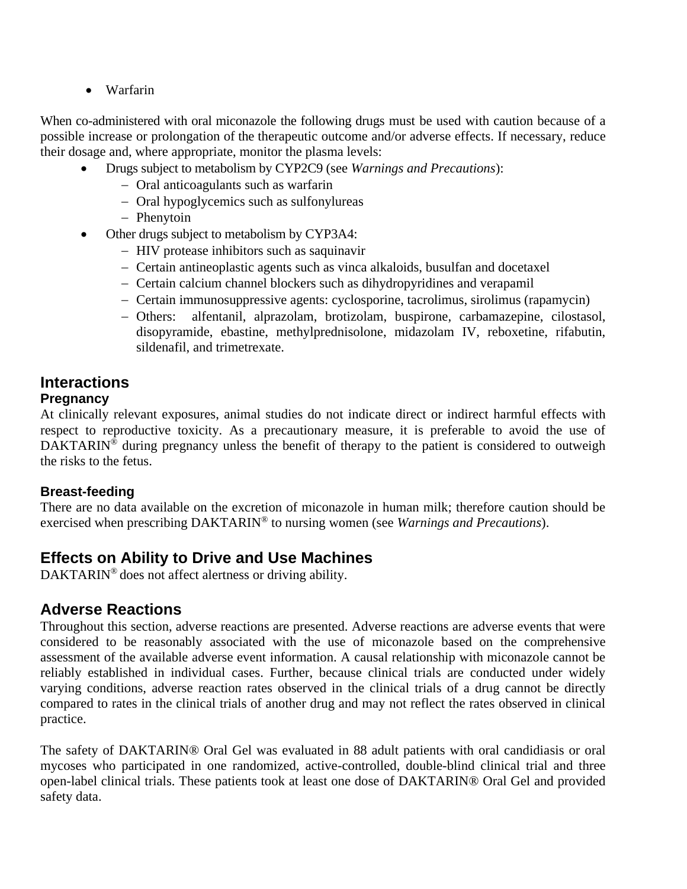- Warfarin

When co-administered with oral miconazole the following drugs must be used with caution because of a possible increase or prolongation of the therapeutic outcome and/or adverse effects. If necessary, reduce their dosage and, where appropriate, monitor the plasma levels:

- Drugs subject to metabolism by CYP2C9 (see *Warnings and Precautions*):
  - Oral anticoagulants such as warfarin
  - Oral hypoglycemics such as sulfonylureas
  - Phenytoin
- Other drugs subject to metabolism by CYP3A4:
  - HIV protease inhibitors such as saquinavir
  - Certain antineoplastic agents such as vinca alkaloids, busulfan and docetaxel
  - Certain calcium channel blockers such as dihydropyridines and verapamil
  - Certain immunosuppressive agents: cyclosporine, tacrolimus, sirolimus (rapamycin)
  - Others: alfentanil, alprazolam, brotizolam, buspirone, carbamazepine, cilostasol, disopyramide, ebastine, methylprednisolone, midazolam IV, reboxetine, rifabutin, sildenafil, and trimetrexate.

## Interactions

### Pregnancy

At clinically relevant exposures, animal studies do not indicate direct or indirect harmful effects with respect to reproductive toxicity. As a precautionary measure, it is preferable to avoid the use of DAKTARIN® during pregnancy unless the benefit of therapy to the patient is considered to outweigh the risks to the fetus.

### Breast-feeding

There are no data available on the excretion of miconazole in human milk; therefore caution should be exercised when prescribing DAKTARIN® to nursing women (see *Warnings and Precautions*).

## Effects on Ability to Drive and Use Machines

DAKTARIN® does not affect alertness or driving ability.

## Adverse Reactions

Throughout this section, adverse reactions are presented. Adverse reactions are adverse events that were considered to be reasonably associated with the use of miconazole based on the comprehensive assessment of the available adverse event information. A causal relationship with miconazole cannot be reliably established in individual cases. Further, because clinical trials are conducted under widely varying conditions, adverse reaction rates observed in the clinical trials of a drug cannot be directly compared to rates in the clinical trials of another drug and may not reflect the rates observed in clinical practice.

The safety of DAKTARIN® Oral Gel was evaluated in 88 adult patients with oral candidiasis or oral mycoses who participated in one randomized, active-controlled, double-blind clinical trial and three open-label clinical trials. These patients took at least one dose of DAKTARIN® Oral Gel and provided safety data.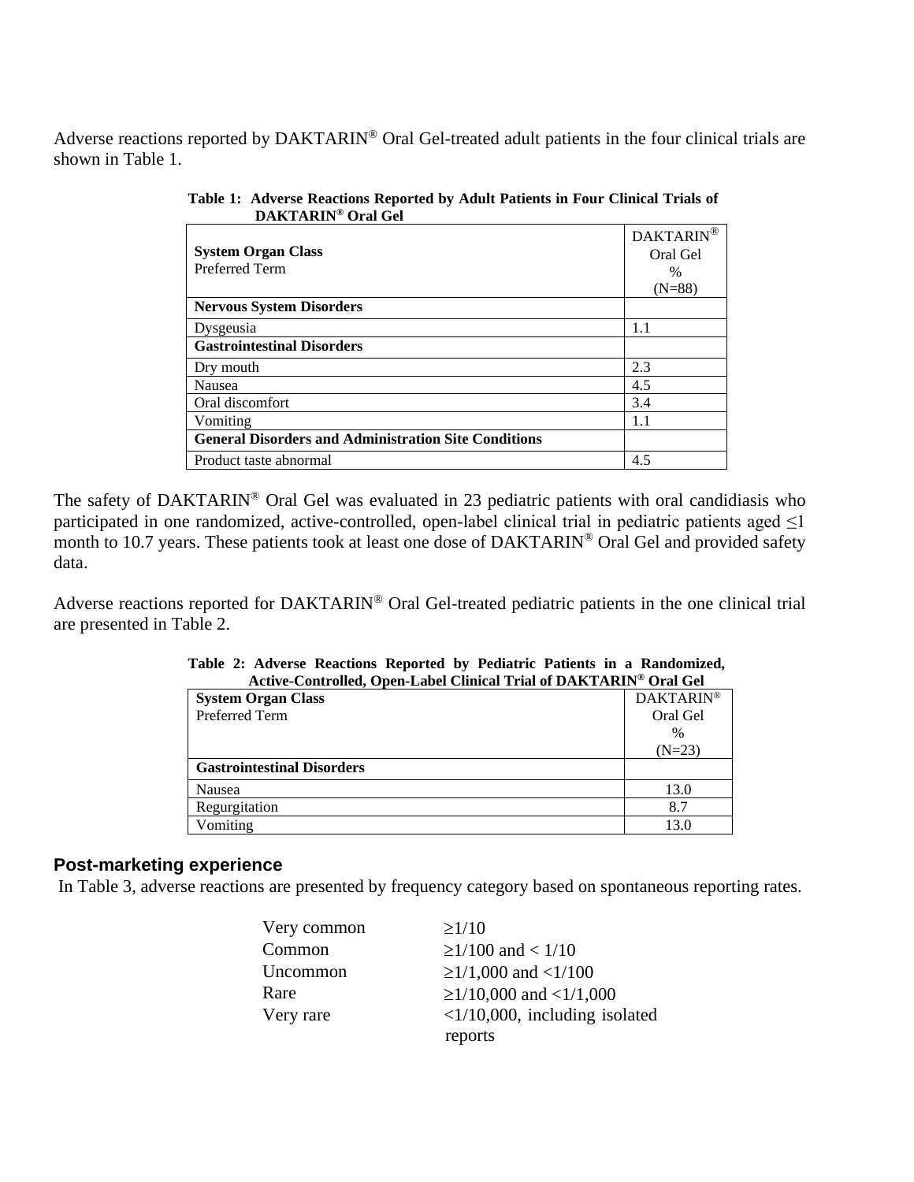Adverse reactions reported by DAKTARIN® Oral Gel-treated adult patients in the four clinical trials are shown in Table 1.

**Table 1: Adverse Reactions Reported by Adult Patients in Four Clinical Trials of DAKTARIN® Oral Gel**

| **System Organ Class**<br>Preferred Term | DAKTARIN® Oral Gel<br>%<br>(N=88) |
|---|---|
| **Nervous System Disorders** | |
| Dysgeusia | 1.1 |
| **Gastrointestinal Disorders** | |
| Dry mouth | 2.3 |
| Nausea | 4.5 |
| Oral discomfort | 3.4 |
| Vomiting | 1.1 |
| **General Disorders and Administration Site Conditions** | |
| Product taste abnormal | 4.5 |

The safety of DAKTARIN® Oral Gel was evaluated in 23 pediatric patients with oral candidiasis who participated in one randomized, active-controlled, open-label clinical trial in pediatric patients aged ≤1 month to 10.7 years. These patients took at least one dose of DAKTARIN® Oral Gel and provided safety data.

Adverse reactions reported for DAKTARIN® Oral Gel-treated pediatric patients in the one clinical trial are presented in Table 2.

**Table 2: Adverse Reactions Reported by Pediatric Patients in a Randomized, Active-Controlled, Open-Label Clinical Trial of DAKTARIN® Oral Gel**

| **System Organ Class**<br>Preferred Term | DAKTARIN® Oral Gel<br>%<br>(N=23) |
|---|---|
| **Gastrointestinal Disorders** | |
| Nausea | 13.0 |
| Regurgitation | 8.7 |
| Vomiting | 13.0 |

## Post-marketing experience

In Table 3, adverse reactions are presented by frequency category based on spontaneous reporting rates.

| | |
|---|---|
| Very common | ≥1/10 |
| Common | ≥1/100 and < 1/10 |
| Uncommon | ≥1/1,000 and <1/100 |
| Rare | ≥1/10,000 and <1/1,000 |
| Very rare | <1/10,000, including isolated reports |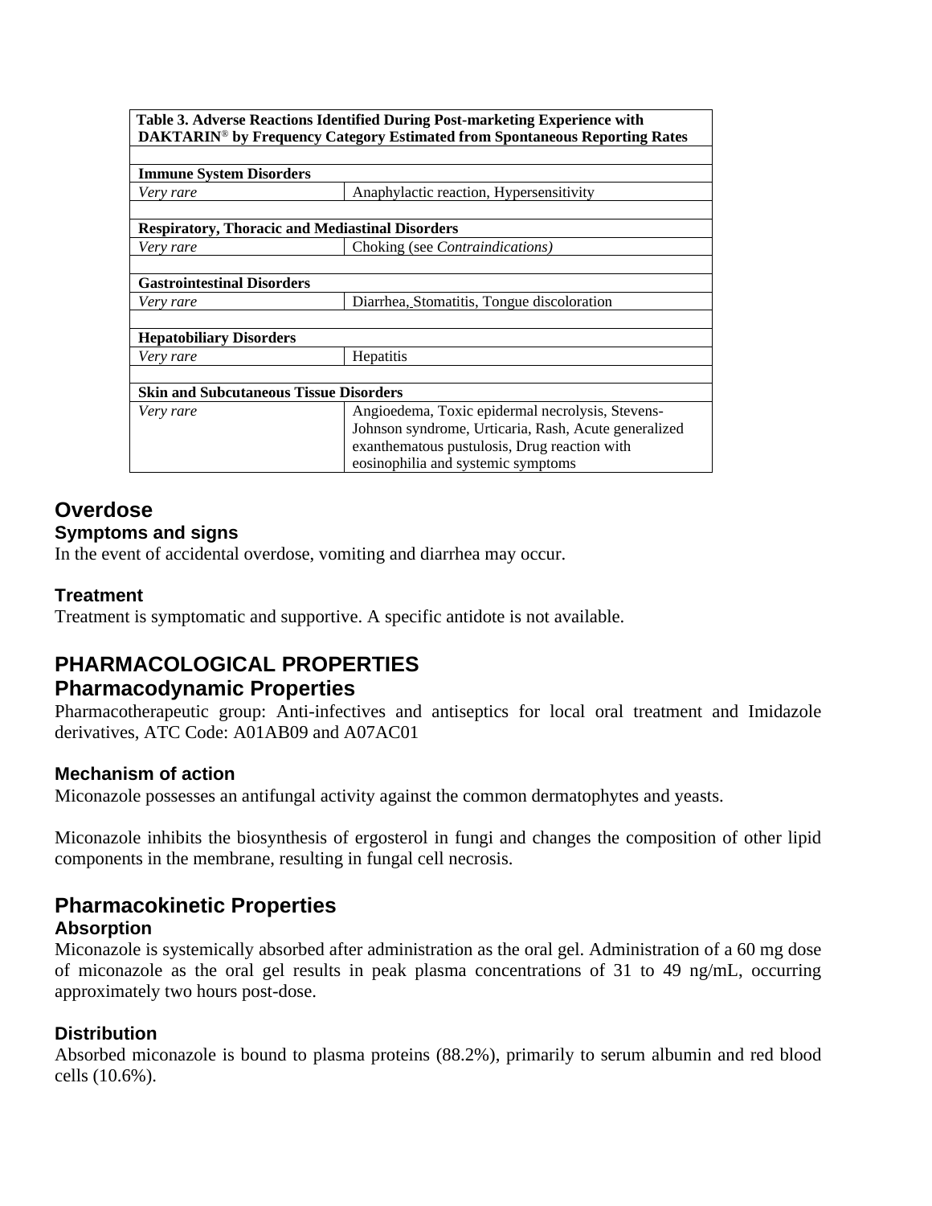| Table 3. Adverse Reactions Identified During Post-marketing Experience with DAKTARIN® by Frequency Category Estimated from Spontaneous Reporting Rates | |
|---|---|
| **Immune System Disorders** | |
| *Very rare* | Anaphylactic reaction, Hypersensitivity |
| **Respiratory, Thoracic and Mediastinal Disorders** | |
| *Very rare* | Choking (see *Contraindications)* |
| **Gastrointestinal Disorders** | |
| *Very rare* | Diarrhea, Stomatitis, Tongue discoloration |
| **Hepatobiliary Disorders** | |
| *Very rare* | Hepatitis |
| **Skin and Subcutaneous Tissue Disorders** | |
| *Very rare* | Angioedema, Toxic epidermal necrolysis, Stevens-Johnson syndrome, Urticaria, Rash, Acute generalized exanthematous pustulosis, Drug reaction with eosinophilia and systemic symptoms |

## Overdose

### Symptoms and signs

In the event of accidental overdose, vomiting and diarrhea may occur.

### Treatment

Treatment is symptomatic and supportive. A specific antidote is not available.

## PHARMACOLOGICAL PROPERTIES

## Pharmacodynamic Properties

Pharmacotherapeutic group: Anti-infectives and antiseptics for local oral treatment and Imidazole derivatives, ATC Code: A01AB09 and A07AC01

### Mechanism of action

Miconazole possesses an antifungal activity against the common dermatophytes and yeasts.

Miconazole inhibits the biosynthesis of ergosterol in fungi and changes the composition of other lipid components in the membrane, resulting in fungal cell necrosis.

## Pharmacokinetic Properties

### Absorption

Miconazole is systemically absorbed after administration as the oral gel. Administration of a 60 mg dose of miconazole as the oral gel results in peak plasma concentrations of 31 to 49 ng/mL, occurring approximately two hours post-dose.

### Distribution

Absorbed miconazole is bound to plasma proteins (88.2%), primarily to serum albumin and red blood cells (10.6%).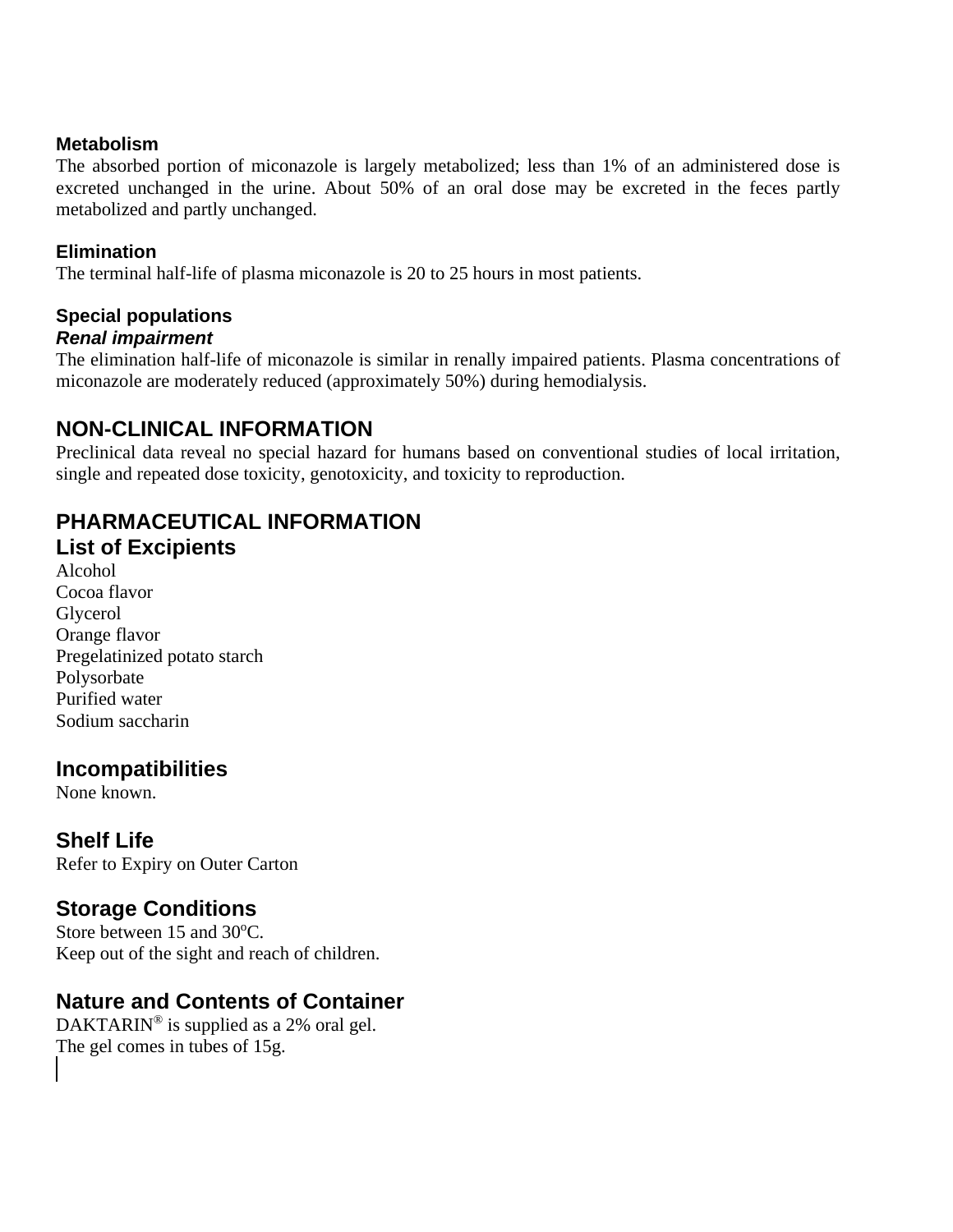### Metabolism

The absorbed portion of miconazole is largely metabolized; less than 1% of an administered dose is excreted unchanged in the urine. About 50% of an oral dose may be excreted in the feces partly metabolized and partly unchanged.

### Elimination

The terminal half-life of plasma miconazole is 20 to 25 hours in most patients.

### Special populations

***Renal impairment***

The elimination half-life of miconazole is similar in renally impaired patients. Plasma concentrations of miconazole are moderately reduced (approximately 50%) during hemodialysis.

## NON-CLINICAL INFORMATION

Preclinical data reveal no special hazard for humans based on conventional studies of local irritation, single and repeated dose toxicity, genotoxicity, and toxicity to reproduction.

## PHARMACEUTICAL INFORMATION

## List of Excipients

Alcohol
Cocoa flavor
Glycerol
Orange flavor
Pregelatinized potato starch
Polysorbate
Purified water
Sodium saccharin

## Incompatibilities

None known.

## Shelf Life

Refer to Expiry on Outer Carton

## Storage Conditions

Store between 15 and 30°C.
Keep out of the sight and reach of children.

## Nature and Contents of Container

DAKTARIN® is supplied as a 2% oral gel.
The gel comes in tubes of 15g.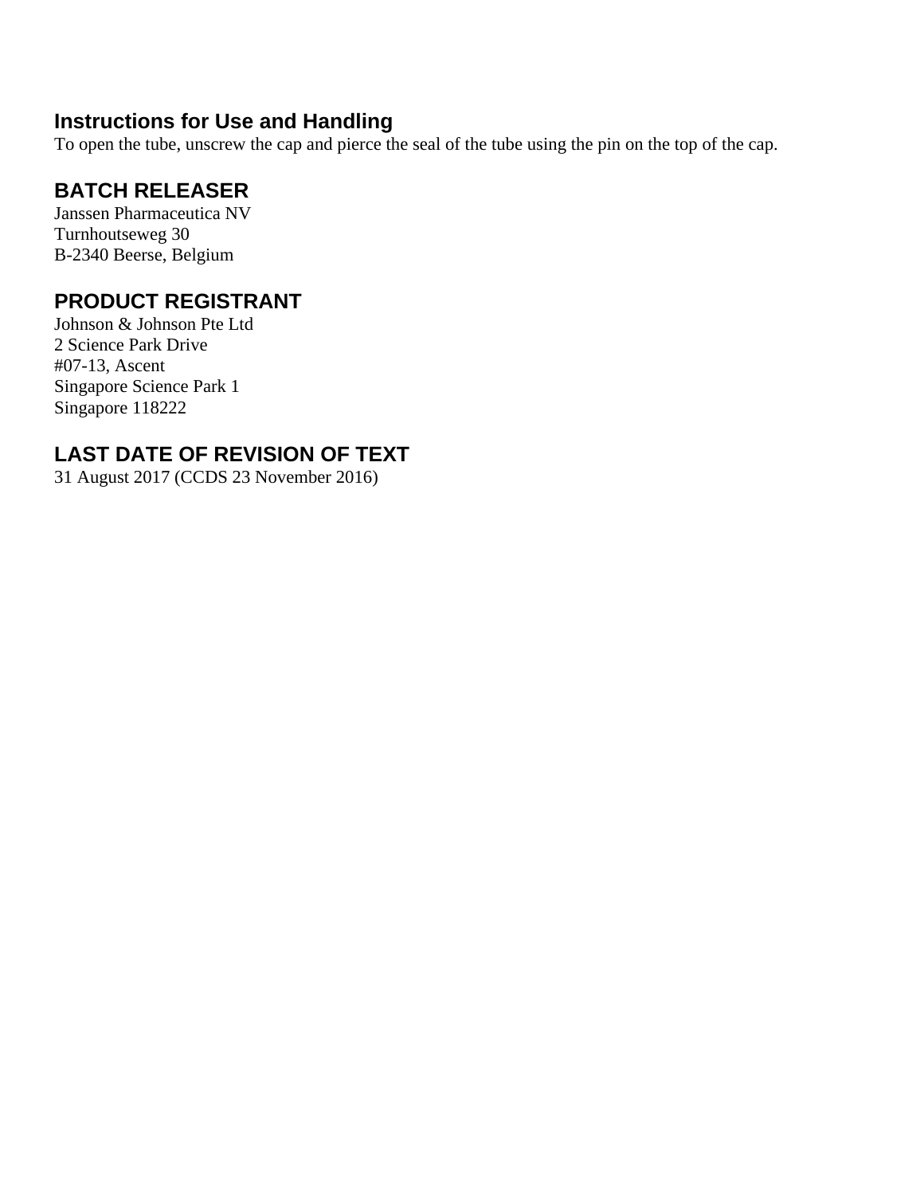## Instructions for Use and Handling

To open the tube, unscrew the cap and pierce the seal of the tube using the pin on the top of the cap.

## BATCH RELEASER

Janssen Pharmaceutica NV
Turnhoutseweg 30
B-2340 Beerse, Belgium

## PRODUCT REGISTRANT

Johnson & Johnson Pte Ltd
2 Science Park Drive
#07-13, Ascent
Singapore Science Park 1
Singapore 118222

## LAST DATE OF REVISION OF TEXT

31 August 2017 (CCDS 23 November 2016)